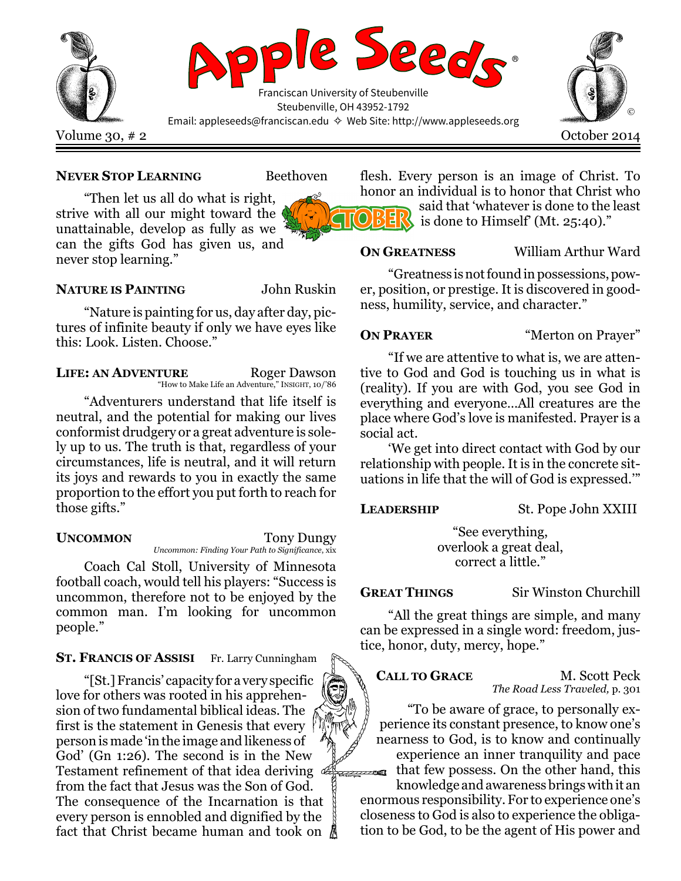# Apple Seeds®

Franciscan University of Steubenville
Steubenville, OH 43952-1792
Email: appleseeds@franciscan.edu ✧ Web Site: http://www.appleseeds.org

Volume 30, # 2 — October 2014

**NEVER STOP LEARNING** — Beethoven

"Then let us all do what is right, strive with all our might toward the unattainable, develop as fully as we can the gifts God has given us, and never stop learning."

**NATURE IS PAINTING** — John Ruskin

"Nature is painting for us, day after day, pictures of infinite beauty if only we have eyes like this: Look. Listen. Choose."

**LIFE: AN ADVENTURE** — Roger Dawson
"How to Make Life an Adventure," INSIGHT, 10/'86

"Adventurers understand that life itself is neutral, and the potential for making our lives conformist drudgery or a great adventure is solely up to us. The truth is that, regardless of your circumstances, life is neutral, and it will return its joys and rewards to you in exactly the same proportion to the effort you put forth to reach for those gifts."

**UNCOMMON** — Tony Dungy
*Uncommon: Finding Your Path to Significance*, xix

Coach Cal Stoll, University of Minnesota football coach, would tell his players: "Success is uncommon, therefore not to be enjoyed by the common man. I'm looking for uncommon people."

**ST. FRANCIS OF ASSISI** — Fr. Larry Cunningham

"[St.] Francis' capacity for a very specific love for others was rooted in his apprehension of two fundamental biblical ideas. The first is the statement in Genesis that every person is made 'in the image and likeness of God' (Gn 1:26). The second is in the New Testament refinement of that idea deriving from the fact that Jesus was the Son of God. The consequence of the Incarnation is that every person is ennobled and dignified by the fact that Christ became human and took on flesh. Every person is an image of Christ. To honor an individual is to honor that Christ who said that 'whatever is done to the least is done to Himself' (Mt. 25:40)."

**ON GREATNESS** — William Arthur Ward

"Greatness is not found in possessions, power, position, or prestige. It is discovered in goodness, humility, service, and character."

**ON PRAYER** — "Merton on Prayer"

"If we are attentive to what is, we are attentive to God and God is touching us in what is (reality). If you are with God, you see God in everything and everyone…All creatures are the place where God's love is manifested. Prayer is a social act.

'We get into direct contact with God by our relationship with people. It is in the concrete situations in life that the will of God is expressed.'"

**LEADERSHIP** — St. Pope John XXIII

"See everything,
overlook a great deal,
correct a little."

**GREAT THINGS** — Sir Winston Churchill

"All the great things are simple, and many can be expressed in a single word: freedom, justice, honor, duty, mercy, hope."

**CALL TO GRACE** — M. Scott Peck
*The Road Less Traveled,* p. 301

"To be aware of grace, to personally experience its constant presence, to know one's nearness to God, is to know and continually experience an inner tranquility and pace that few possess. On the other hand, this knowledge and awareness brings with it an enormous responsibility. For to experience one's closeness to God is also to experience the obligation to be God, to be the agent of His power and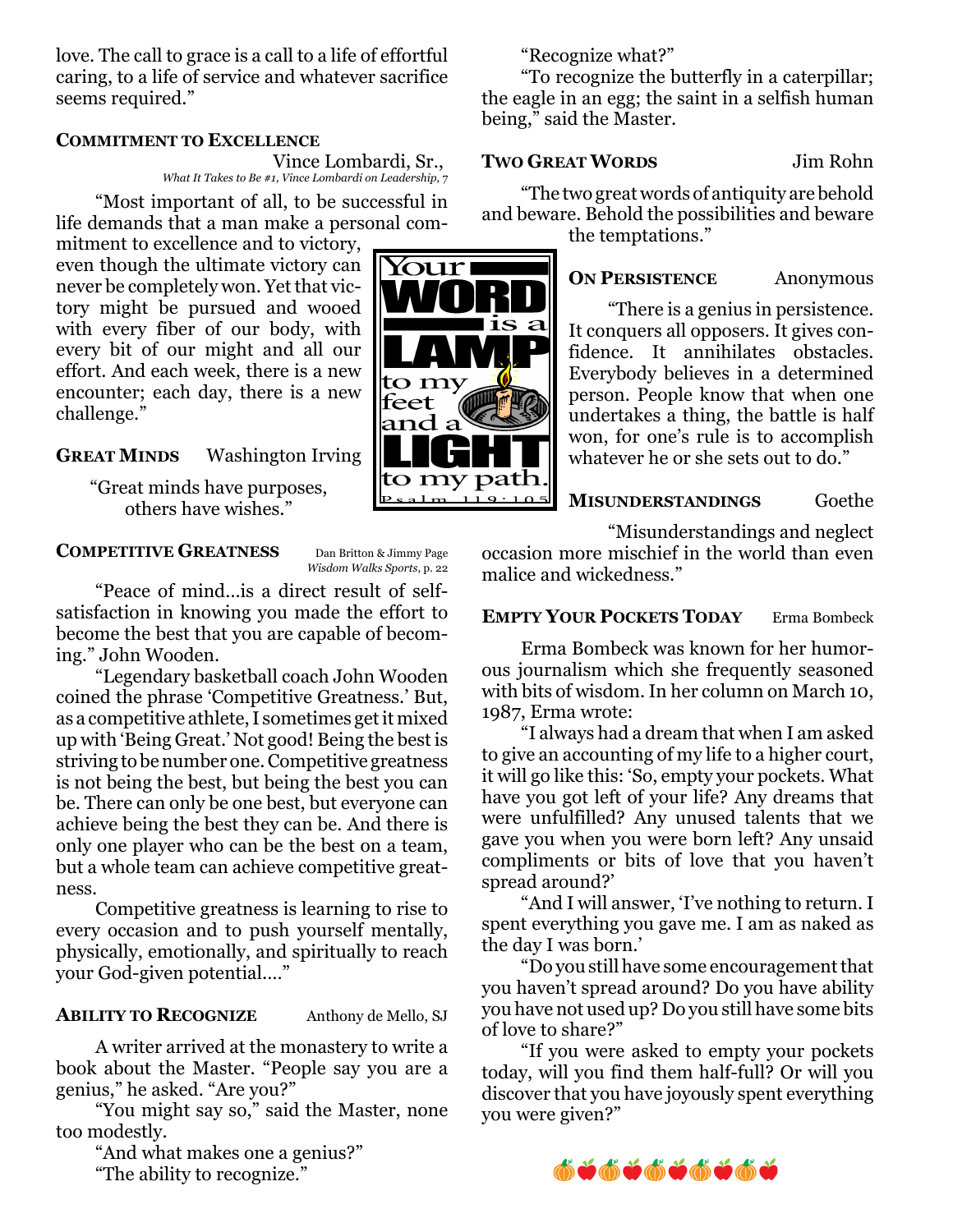love. The call to grace is a call to a life of effortful caring, to a life of service and whatever sacrifice seems required."

### Commitment to Excellence

Vince Lombardi, Sr.,
*What It Takes to Be #1, Vince Lombardi on Leadership*, 7

"Most important of all, to be successful in life demands that a man make a personal commitment to excellence and to victory, even though the ultimate victory can never be completely won. Yet that victory might be pursued and wooed with every fiber of our body, with every bit of our might and all our effort. And each week, there is a new encounter; each day, there is a new challenge."

### Great Minds — Washington Irving

"Great minds have purposes,
others have wishes."

Your WORD is a LAMP to my feet and a LIGHT to my path.
Psalm 119:105

### Competitive Greatness

Dan Britton & Jimmy Page
*Wisdom Walks Sports*, p. 22

"Peace of mind...is a direct result of self-satisfaction in knowing you made the effort to become the best that you are capable of becoming." John Wooden.

"Legendary basketball coach John Wooden coined the phrase 'Competitive Greatness.' But, as a competitive athlete, I sometimes get it mixed up with 'Being Great.' Not good! Being the best is striving to be number one. Competitive greatness is not being the best, but being the best you can be. There can only be one best, but everyone can achieve being the best they can be. And there is only one player who can be the best on a team, but a whole team can achieve competitive greatness.

Competitive greatness is learning to rise to every occasion and to push yourself mentally, physically, emotionally, and spiritually to reach your God-given potential...."

### Ability to Recognize — Anthony de Mello, SJ

A writer arrived at the monastery to write a book about the Master. "People say you are a genius," he asked. "Are you?"

"You might say so," said the Master, none too modestly.

"And what makes one a genius?"

"The ability to recognize."

"Recognize what?"

"To recognize the butterfly in a caterpillar; the eagle in an egg; the saint in a selfish human being," said the Master.

### Two Great Words — Jim Rohn

"The two great words of antiquity are behold and beware. Behold the possibilities and beware the temptations."

### On Persistence — Anonymous

"There is a genius in persistence. It conquers all opposers. It gives confidence. It annihilates obstacles. Everybody believes in a determined person. People know that when one undertakes a thing, the battle is half won, for one's rule is to accomplish whatever he or she sets out to do."

### Misunderstandings — Goethe

"Misunderstandings and neglect occasion more mischief in the world than even malice and wickedness."

### Empty Your Pockets Today — Erma Bombeck

Erma Bombeck was known for her humorous journalism which she frequently seasoned with bits of wisdom. In her column on March 10, 1987, Erma wrote:

"I always had a dream that when I am asked to give an accounting of my life to a higher court, it will go like this: 'So, empty your pockets. What have you got left of your life? Any dreams that were unfulfilled? Any unused talents that we gave you when you were born left? Any unsaid compliments or bits of love that you haven't spread around?'

"And I will answer, 'I've nothing to return. I spent everything you gave me. I am as naked as the day I was born.'

"Do you still have some encouragement that you haven't spread around? Do you have ability you have not used up? Do you still have some bits of love to share?"

"If you were asked to empty your pockets today, will you find them half-full? Or will you discover that you have joyously spent everything you were given?"